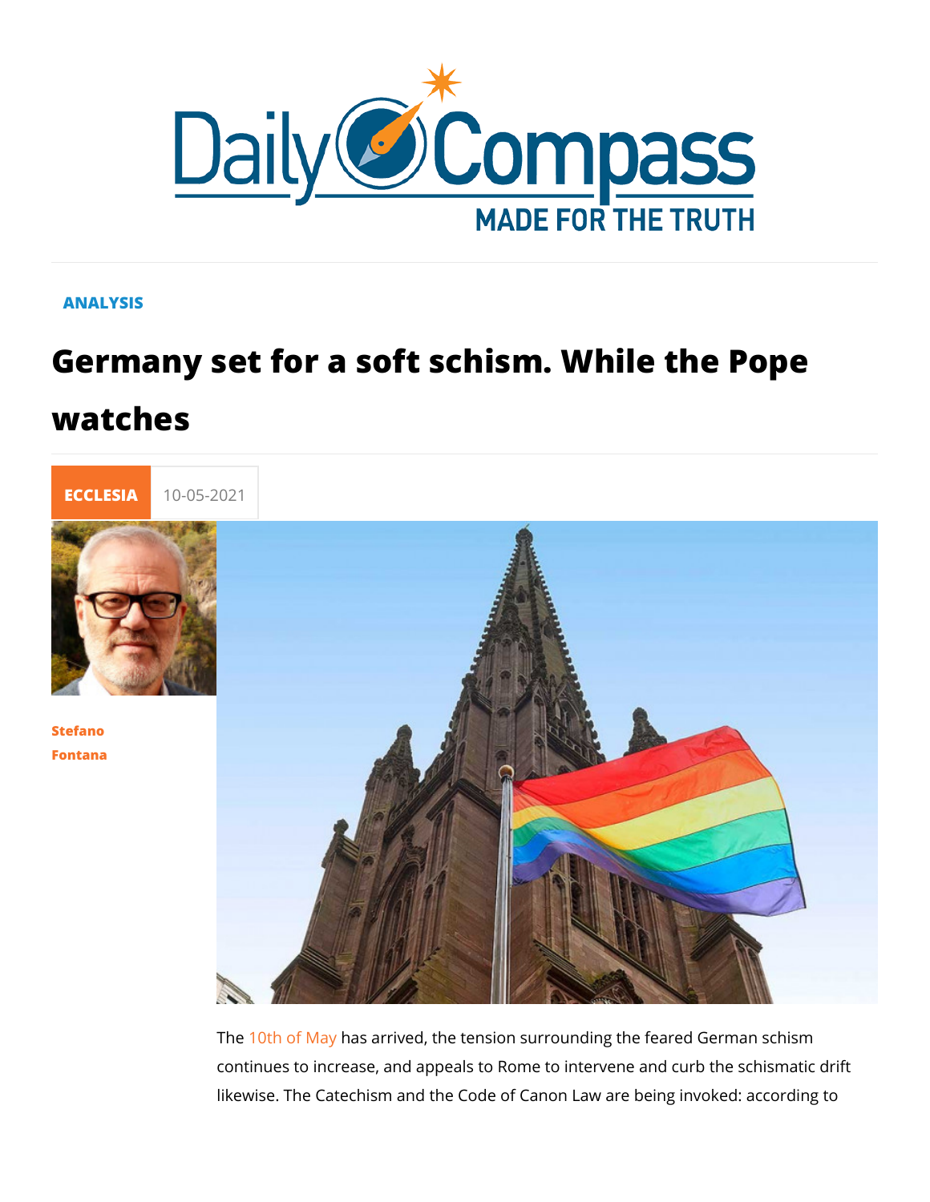ANALYSIS

# Germany set for a soft schism. While the Pope watches

ECCLESIA 10-05-2021

Stefano Fontana

The 10th of May has arrived, the tension surrounding the feared German schism continues to increase, and appeals to Rome to intervene and curb the schismatic drift likewise. The Catechism and the Code of Canon Law are being invoked: according to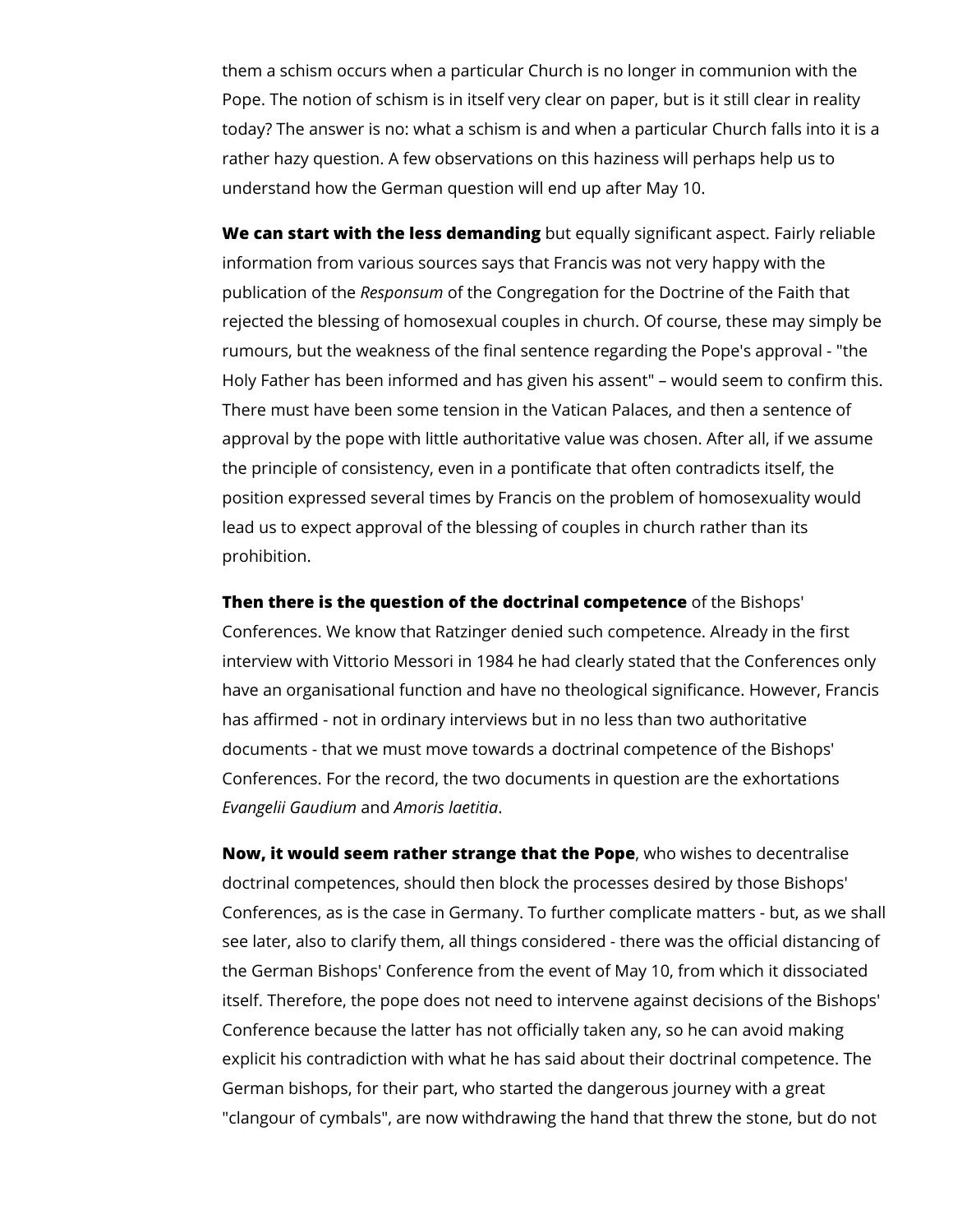them a schism occurs when a particular Church is no longer in communion with the Pope. The notion of schism is in itself very clear on paper, but is it still clear in reality today? The answer is no: what a schism is and when a particular Church falls into it is a rather hazy question. A few observations on this haziness will perhaps help us to understand how the German question will end up after May 10.

**We can start with the less demanding** but equally significant aspect. Fairly reliable information from various sources says that Francis was not very happy with the publication of the *Responsum* of the Congregation for the Doctrine of the Faith that rejected the blessing of homosexual couples in church. Of course, these may simply be rumours, but the weakness of the final sentence regarding the Pope's approval - "the Holy Father has been informed and has given his assent" – would seem to confirm this. There must have been some tension in the Vatican Palaces, and then a sentence of approval by the pope with little authoritative value was chosen. After all, if we assume the principle of consistency, even in a pontificate that often contradicts itself, the position expressed several times by Francis on the problem of homosexuality would lead us to expect approval of the blessing of couples in church rather than its prohibition.

**Then there is the question of the doctrinal competence** of the Bishops' Conferences. We know that Ratzinger denied such competence. Already in the first interview with Vittorio Messori in 1984 he had clearly stated that the Conferences only have an organisational function and have no theological significance. However, Francis has affirmed - not in ordinary interviews but in no less than two authoritative documents - that we must move towards a doctrinal competence of the Bishops' Conferences. For the record, the two documents in question are the exhortations *Evangelii Gaudium* and *Amoris laetitia*.

**Now, it would seem rather strange that the Pope**, who wishes to decentralise doctrinal competences, should then block the processes desired by those Bishops' Conferences, as is the case in Germany. To further complicate matters - but, as we shall see later, also to clarify them, all things considered - there was the official distancing of the German Bishops' Conference from the event of May 10, from which it dissociated itself. Therefore, the pope does not need to intervene against decisions of the Bishops' Conference because the latter has not officially taken any, so he can avoid making explicit his contradiction with what he has said about their doctrinal competence. The German bishops, for their part, who started the dangerous journey with a great "clangour of cymbals", are now withdrawing the hand that threw the stone, but do not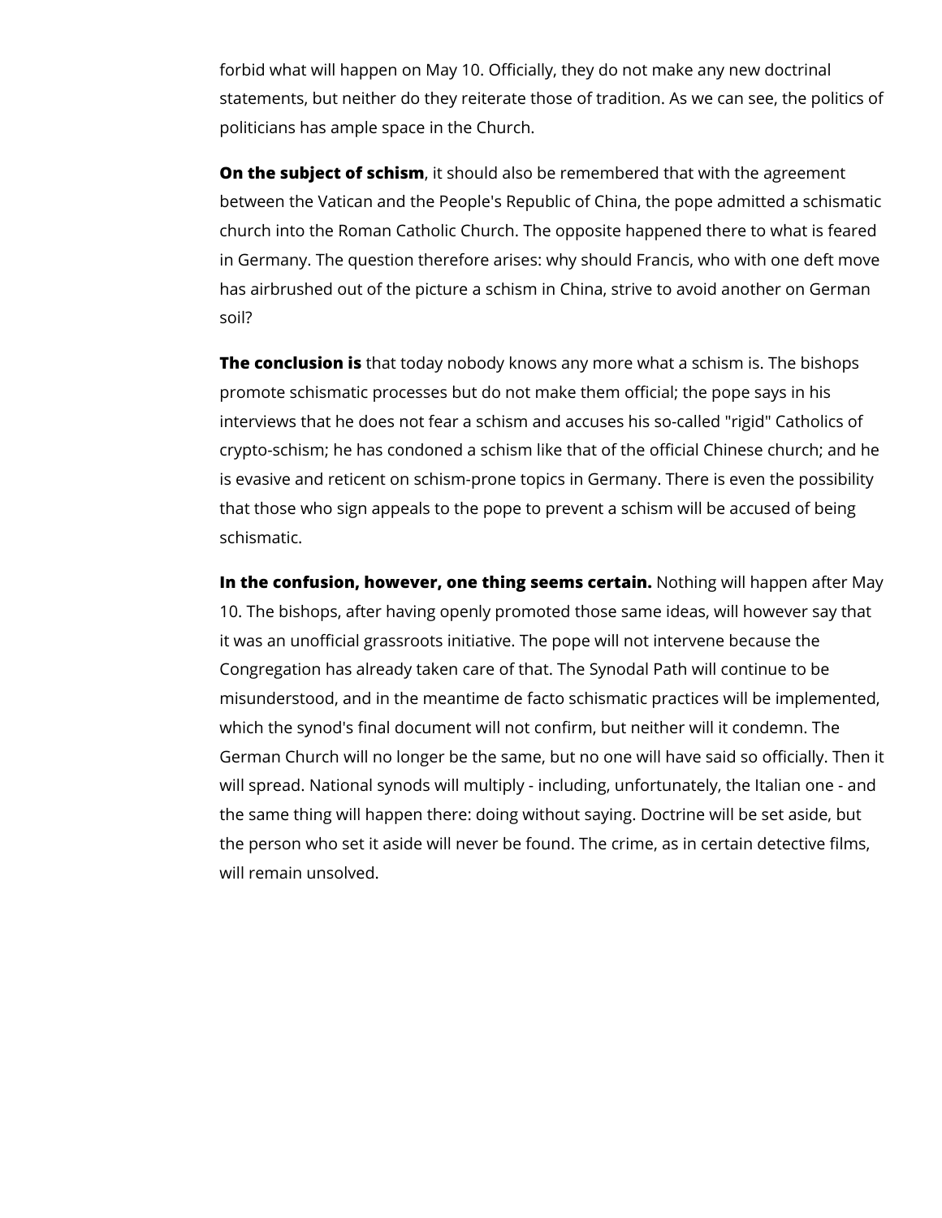forbid what will happen on May 10. Officially, they do not make any new doctrinal statements, but neither do they reiterate those of tradition. As we can see, the politics of politicians has ample space in the Church.

**On the subject of schism**, it should also be remembered that with the agreement between the Vatican and the People's Republic of China, the pope admitted a schismatic church into the Roman Catholic Church. The opposite happened there to what is feared in Germany. The question therefore arises: why should Francis, who with one deft move has airbrushed out of the picture a schism in China, strive to avoid another on German soil?

**The conclusion is** that today nobody knows any more what a schism is. The bishops promote schismatic processes but do not make them official; the pope says in his interviews that he does not fear a schism and accuses his so-called "rigid" Catholics of crypto-schism; he has condoned a schism like that of the official Chinese church; and he is evasive and reticent on schism-prone topics in Germany. There is even the possibility that those who sign appeals to the pope to prevent a schism will be accused of being schismatic.

**In the confusion, however, one thing seems certain.** Nothing will happen after May 10. The bishops, after having openly promoted those same ideas, will however say that it was an unofficial grassroots initiative. The pope will not intervene because the Congregation has already taken care of that. The Synodal Path will continue to be misunderstood, and in the meantime de facto schismatic practices will be implemented, which the synod's final document will not confirm, but neither will it condemn. The German Church will no longer be the same, but no one will have said so officially. Then it will spread. National synods will multiply - including, unfortunately, the Italian one - and the same thing will happen there: doing without saying. Doctrine will be set aside, but the person who set it aside will never be found. The crime, as in certain detective films, will remain unsolved.